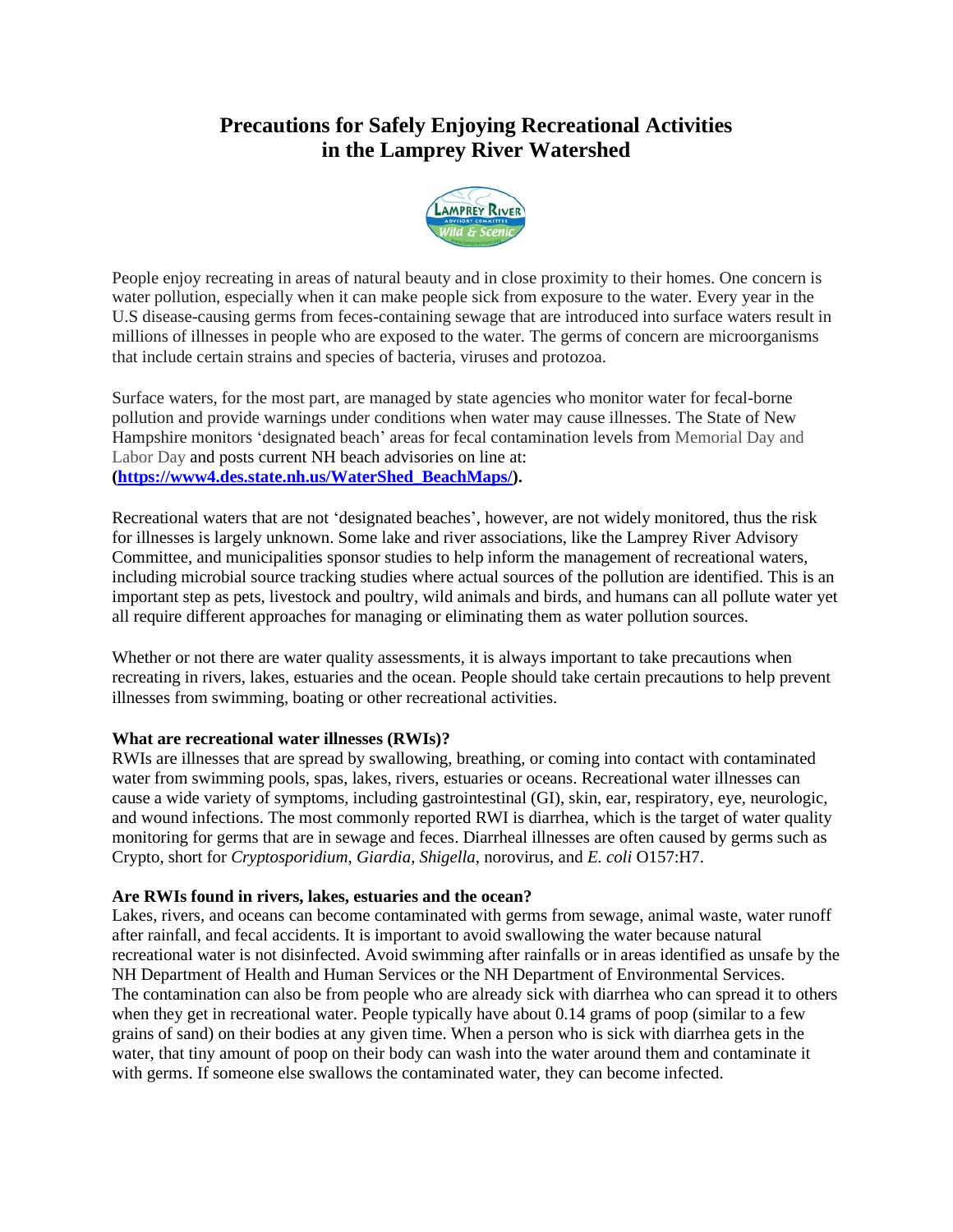# Precautions for Safely Enjoying Recreational Activities in the Lamprey River Watershed

People enjoy recreating in areas of natural beauty and in close proximity to their homes. One concern is water pollution, especially when it can make people sick from exposure to the water. Every year in the U.S disease-causing germs from feces-containing sewage that are introduced into surface waters result in millions of illnesses in people who are exposed to the water. The germs of concern are microorganisms that include certain strains and species of bacteria, viruses and protozoa.

Surface waters, for the most part, are managed by state agencies who monitor water for fecal-borne pollution and provide warnings under conditions when water may cause illnesses. The State of New Hampshire monitors 'designated beach' areas for fecal contamination levels from Memorial Day and Labor Day and posts current NH beach advisories on line at: **([https://www4.des.state.nh.us/WaterShed_BeachMaps/](https://www4.des.state.nh.us/WaterShed_BeachMaps/)).**

Recreational waters that are not 'designated beaches', however, are not widely monitored, thus the risk for illnesses is largely unknown. Some lake and river associations, like the Lamprey River Advisory Committee, and municipalities sponsor studies to help inform the management of recreational waters, including microbial source tracking studies where actual sources of the pollution are identified. This is an important step as pets, livestock and poultry, wild animals and birds, and humans can all pollute water yet all require different approaches for managing or eliminating them as water pollution sources.

Whether or not there are water quality assessments, it is always important to take precautions when recreating in rivers, lakes, estuaries and the ocean. People should take certain precautions to help prevent illnesses from swimming, boating or other recreational activities.

**What are recreational water illnesses (RWIs)?**

RWIs are illnesses that are spread by swallowing, breathing, or coming into contact with contaminated water from swimming pools, spas, lakes, rivers, estuaries or oceans. Recreational water illnesses can cause a wide variety of symptoms, including gastrointestinal (GI), skin, ear, respiratory, eye, neurologic, and wound infections. The most commonly reported RWI is diarrhea, which is the target of water quality monitoring for germs that are in sewage and feces. Diarrheal illnesses are often caused by germs such as Crypto, short for *Cryptosporidium*, *Giardia*, *Shigella*, norovirus, and *E. coli* O157:H7.

**Are RWIs found in rivers, lakes, estuaries and the ocean?**

Lakes, rivers, and oceans can become contaminated with germs from sewage, animal waste, water runoff after rainfall, and fecal accidents. It is important to avoid swallowing the water because natural recreational water is not disinfected. Avoid swimming after rainfalls or in areas identified as unsafe by the NH Department of Health and Human Services or the NH Department of Environmental Services. The contamination can also be from people who are already sick with diarrhea who can spread it to others when they get in recreational water. People typically have about 0.14 grams of poop (similar to a few grains of sand) on their bodies at any given time. When a person who is sick with diarrhea gets in the water, that tiny amount of poop on their body can wash into the water around them and contaminate it with germs. If someone else swallows the contaminated water, they can become infected.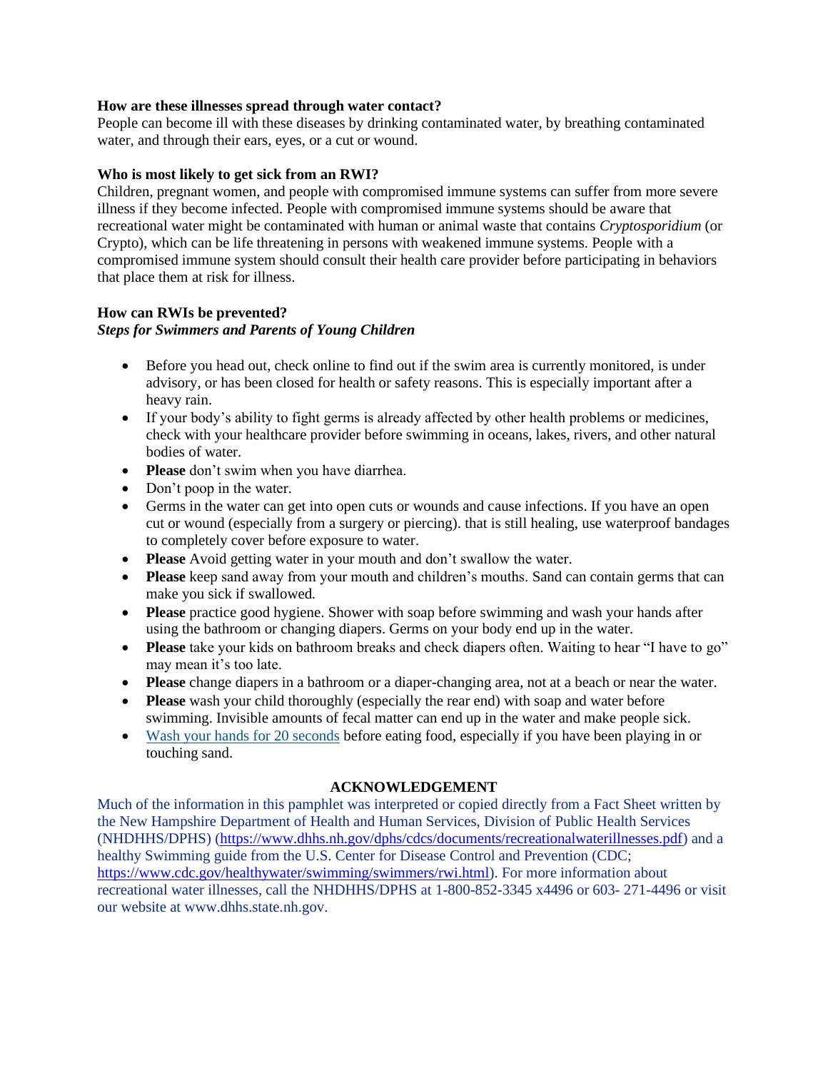**How are these illnesses spread through water contact?**

People can become ill with these diseases by drinking contaminated water, by breathing contaminated water, and through their ears, eyes, or a cut or wound.

**Who is most likely to get sick from an RWI?**

Children, pregnant women, and people with compromised immune systems can suffer from more severe illness if they become infected. People with compromised immune systems should be aware that recreational water might be contaminated with human or animal waste that contains *Cryptosporidium* (or Crypto), which can be life threatening in persons with weakened immune systems. People with a compromised immune system should consult their health care provider before participating in behaviors that place them at risk for illness.

**How can RWIs be prevented?**

***Steps for Swimmers and Parents of Young Children***

- Before you head out, check online to find out if the swim area is currently monitored, is under advisory, or has been closed for health or safety reasons. This is especially important after a heavy rain.
- If your body's ability to fight germs is already affected by other health problems or medicines, check with your healthcare provider before swimming in oceans, lakes, rivers, and other natural bodies of water.
- **Please** don't swim when you have diarrhea.
- Don't poop in the water.
- Germs in the water can get into open cuts or wounds and cause infections. If you have an open cut or wound (especially from a surgery or piercing). that is still healing, use waterproof bandages to completely cover before exposure to water.
- **Please** Avoid getting water in your mouth and don't swallow the water.
- **Please** keep sand away from your mouth and children's mouths. Sand can contain germs that can make you sick if swallowed.
- **Please** practice good hygiene. Shower with soap before swimming and wash your hands after using the bathroom or changing diapers. Germs on your body end up in the water.
- **Please** take your kids on bathroom breaks and check diapers often. Waiting to hear "I have to go" may mean it's too late.
- **Please** change diapers in a bathroom or a diaper-changing area, not at a beach or near the water.
- **Please** wash your child thoroughly (especially the rear end) with soap and water before swimming. Invisible amounts of fecal matter can end up in the water and make people sick.
- Wash your hands for 20 seconds before eating food, especially if you have been playing in or touching sand.

**ACKNOWLEDGEMENT**

Much of the information in this pamphlet was interpreted or copied directly from a Fact Sheet written by the New Hampshire Department of Health and Human Services, Division of Public Health Services (NHDHHS/DPHS) (https://www.dhhs.nh.gov/dphs/cdcs/documents/recreationalwaterillnesses.pdf) and a healthy Swimming guide from the U.S. Center for Disease Control and Prevention (CDC; https://www.cdc.gov/healthywater/swimming/swimmers/rwi.html). For more information about recreational water illnesses, call the NHDHHS/DPHS at 1-800-852-3345 x4496 or 603- 271-4496 or visit our website at www.dhhs.state.nh.gov.